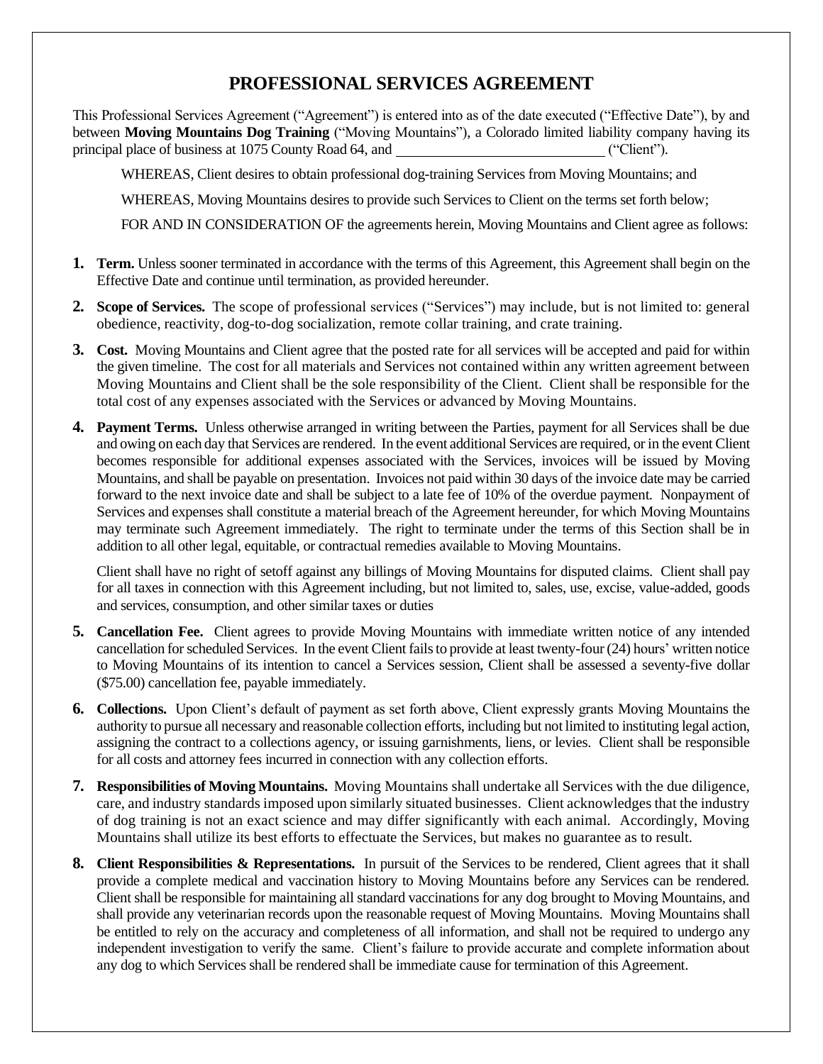# PROFESSIONAL SERVICES AGREEMENT

This Professional Services Agreement ("Agreement") is entered into as of the date executed ("Effective Date"), by and between **Moving Mountains Dog Training** ("Moving Mountains"), a Colorado limited liability company having its principal place of business at 1075 County Road 64, and ____________________________ ("Client").

WHEREAS, Client desires to obtain professional dog-training Services from Moving Mountains; and

WHEREAS, Moving Mountains desires to provide such Services to Client on the terms set forth below;

FOR AND IN CONSIDERATION OF the agreements herein, Moving Mountains and Client agree as follows:

1. **Term.** Unless sooner terminated in accordance with the terms of this Agreement, this Agreement shall begin on the Effective Date and continue until termination, as provided hereunder.

2. **Scope of Services.** The scope of professional services ("Services") may include, but is not limited to: general obedience, reactivity, dog-to-dog socialization, remote collar training, and crate training.

3. **Cost.** Moving Mountains and Client agree that the posted rate for all services will be accepted and paid for within the given timeline. The cost for all materials and Services not contained within any written agreement between Moving Mountains and Client shall be the sole responsibility of the Client. Client shall be responsible for the total cost of any expenses associated with the Services or advanced by Moving Mountains.

4. **Payment Terms.** Unless otherwise arranged in writing between the Parties, payment for all Services shall be due and owing on each day that Services are rendered. In the event additional Services are required, or in the event Client becomes responsible for additional expenses associated with the Services, invoices will be issued by Moving Mountains, and shall be payable on presentation. Invoices not paid within 30 days of the invoice date may be carried forward to the next invoice date and shall be subject to a late fee of 10% of the overdue payment. Nonpayment of Services and expenses shall constitute a material breach of the Agreement hereunder, for which Moving Mountains may terminate such Agreement immediately. The right to terminate under the terms of this Section shall be in addition to all other legal, equitable, or contractual remedies available to Moving Mountains.

   Client shall have no right of setoff against any billings of Moving Mountains for disputed claims. Client shall pay for all taxes in connection with this Agreement including, but not limited to, sales, use, excise, value-added, goods and services, consumption, and other similar taxes or duties

5. **Cancellation Fee.** Client agrees to provide Moving Mountains with immediate written notice of any intended cancellation for scheduled Services. In the event Client fails to provide at least twenty-four (24) hours' written notice to Moving Mountains of its intention to cancel a Services session, Client shall be assessed a seventy-five dollar ($75.00) cancellation fee, payable immediately.

6. **Collections.** Upon Client's default of payment as set forth above, Client expressly grants Moving Mountains the authority to pursue all necessary and reasonable collection efforts, including but not limited to instituting legal action, assigning the contract to a collections agency, or issuing garnishments, liens, or levies. Client shall be responsible for all costs and attorney fees incurred in connection with any collection efforts.

7. **Responsibilities of Moving Mountains.** Moving Mountains shall undertake all Services with the due diligence, care, and industry standards imposed upon similarly situated businesses. Client acknowledges that the industry of dog training is not an exact science and may differ significantly with each animal. Accordingly, Moving Mountains shall utilize its best efforts to effectuate the Services, but makes no guarantee as to result.

8. **Client Responsibilities & Representations.** In pursuit of the Services to be rendered, Client agrees that it shall provide a complete medical and vaccination history to Moving Mountains before any Services can be rendered. Client shall be responsible for maintaining all standard vaccinations for any dog brought to Moving Mountains, and shall provide any veterinarian records upon the reasonable request of Moving Mountains. Moving Mountains shall be entitled to rely on the accuracy and completeness of all information, and shall not be required to undergo any independent investigation to verify the same. Client's failure to provide accurate and complete information about any dog to which Services shall be rendered shall be immediate cause for termination of this Agreement.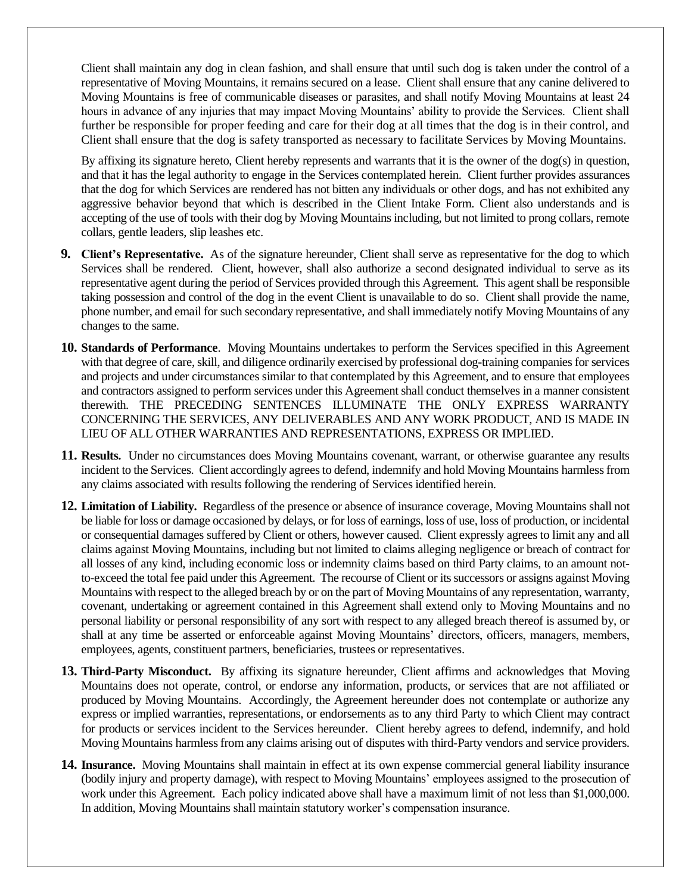Client shall maintain any dog in clean fashion, and shall ensure that until such dog is taken under the control of a representative of Moving Mountains, it remains secured on a lease. Client shall ensure that any canine delivered to Moving Mountains is free of communicable diseases or parasites, and shall notify Moving Mountains at least 24 hours in advance of any injuries that may impact Moving Mountains' ability to provide the Services. Client shall further be responsible for proper feeding and care for their dog at all times that the dog is in their control, and Client shall ensure that the dog is safety transported as necessary to facilitate Services by Moving Mountains.

By affixing its signature hereto, Client hereby represents and warrants that it is the owner of the dog(s) in question, and that it has the legal authority to engage in the Services contemplated herein. Client further provides assurances that the dog for which Services are rendered has not bitten any individuals or other dogs, and has not exhibited any aggressive behavior beyond that which is described in the Client Intake Form. Client also understands and is accepting of the use of tools with their dog by Moving Mountains including, but not limited to prong collars, remote collars, gentle leaders, slip leashes etc.

9. **Client's Representative.** As of the signature hereunder, Client shall serve as representative for the dog to which Services shall be rendered. Client, however, shall also authorize a second designated individual to serve as its representative agent during the period of Services provided through this Agreement. This agent shall be responsible taking possession and control of the dog in the event Client is unavailable to do so. Client shall provide the name, phone number, and email for such secondary representative, and shall immediately notify Moving Mountains of any changes to the same.

10. **Standards of Performance**. Moving Mountains undertakes to perform the Services specified in this Agreement with that degree of care, skill, and diligence ordinarily exercised by professional dog-training companies for services and projects and under circumstances similar to that contemplated by this Agreement, and to ensure that employees and contractors assigned to perform services under this Agreement shall conduct themselves in a manner consistent therewith. THE PRECEDING SENTENCES ILLUMINATE THE ONLY EXPRESS WARRANTY CONCERNING THE SERVICES, ANY DELIVERABLES AND ANY WORK PRODUCT, AND IS MADE IN LIEU OF ALL OTHER WARRANTIES AND REPRESENTATIONS, EXPRESS OR IMPLIED.

11. **Results.** Under no circumstances does Moving Mountains covenant, warrant, or otherwise guarantee any results incident to the Services. Client accordingly agrees to defend, indemnify and hold Moving Mountains harmless from any claims associated with results following the rendering of Services identified herein.

12. **Limitation of Liability.** Regardless of the presence or absence of insurance coverage, Moving Mountains shall not be liable for loss or damage occasioned by delays, or for loss of earnings, loss of use, loss of production, or incidental or consequential damages suffered by Client or others, however caused. Client expressly agrees to limit any and all claims against Moving Mountains, including but not limited to claims alleging negligence or breach of contract for all losses of any kind, including economic loss or indemnity claims based on third Party claims, to an amount not-to-exceed the total fee paid under this Agreement. The recourse of Client or its successors or assigns against Moving Mountains with respect to the alleged breach by or on the part of Moving Mountains of any representation, warranty, covenant, undertaking or agreement contained in this Agreement shall extend only to Moving Mountains and no personal liability or personal responsibility of any sort with respect to any alleged breach thereof is assumed by, or shall at any time be asserted or enforceable against Moving Mountains' directors, officers, managers, members, employees, agents, constituent partners, beneficiaries, trustees or representatives.

13. **Third-Party Misconduct.** By affixing its signature hereunder, Client affirms and acknowledges that Moving Mountains does not operate, control, or endorse any information, products, or services that are not affiliated or produced by Moving Mountains. Accordingly, the Agreement hereunder does not contemplate or authorize any express or implied warranties, representations, or endorsements as to any third Party to which Client may contract for products or services incident to the Services hereunder. Client hereby agrees to defend, indemnify, and hold Moving Mountains harmless from any claims arising out of disputes with third-Party vendors and service providers.

14. **Insurance.** Moving Mountains shall maintain in effect at its own expense commercial general liability insurance (bodily injury and property damage), with respect to Moving Mountains' employees assigned to the prosecution of work under this Agreement. Each policy indicated above shall have a maximum limit of not less than $1,000,000. In addition, Moving Mountains shall maintain statutory worker's compensation insurance.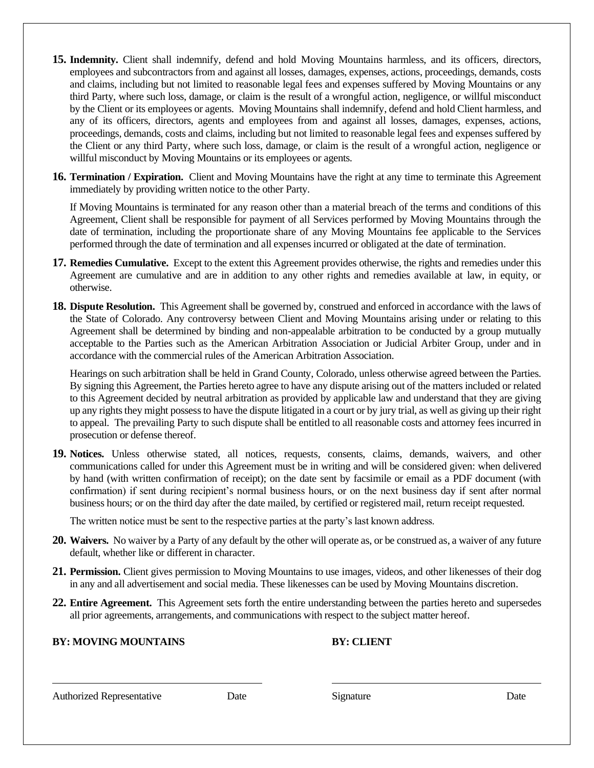15. **Indemnity.** Client shall indemnify, defend and hold Moving Mountains harmless, and its officers, directors, employees and subcontractors from and against all losses, damages, expenses, actions, proceedings, demands, costs and claims, including but not limited to reasonable legal fees and expenses suffered by Moving Mountains or any third Party, where such loss, damage, or claim is the result of a wrongful action, negligence, or willful misconduct by the Client or its employees or agents. Moving Mountains shall indemnify, defend and hold Client harmless, and any of its officers, directors, agents and employees from and against all losses, damages, expenses, actions, proceedings, demands, costs and claims, including but not limited to reasonable legal fees and expenses suffered by the Client or any third Party, where such loss, damage, or claim is the result of a wrongful action, negligence or willful misconduct by Moving Mountains or its employees or agents.

16. **Termination / Expiration.** Client and Moving Mountains have the right at any time to terminate this Agreement immediately by providing written notice to the other Party.

    If Moving Mountains is terminated for any reason other than a material breach of the terms and conditions of this Agreement, Client shall be responsible for payment of all Services performed by Moving Mountains through the date of termination, including the proportionate share of any Moving Mountains fee applicable to the Services performed through the date of termination and all expenses incurred or obligated at the date of termination.

17. **Remedies Cumulative.** Except to the extent this Agreement provides otherwise, the rights and remedies under this Agreement are cumulative and are in addition to any other rights and remedies available at law, in equity, or otherwise.

18. **Dispute Resolution.** This Agreement shall be governed by, construed and enforced in accordance with the laws of the State of Colorado. Any controversy between Client and Moving Mountains arising under or relating to this Agreement shall be determined by binding and non-appealable arbitration to be conducted by a group mutually acceptable to the Parties such as the American Arbitration Association or Judicial Arbiter Group, under and in accordance with the commercial rules of the American Arbitration Association.

    Hearings on such arbitration shall be held in Grand County, Colorado, unless otherwise agreed between the Parties. By signing this Agreement, the Parties hereto agree to have any dispute arising out of the matters included or related to this Agreement decided by neutral arbitration as provided by applicable law and understand that they are giving up any rights they might possess to have the dispute litigated in a court or by jury trial, as well as giving up their right to appeal. The prevailing Party to such dispute shall be entitled to all reasonable costs and attorney fees incurred in prosecution or defense thereof.

19. **Notices.** Unless otherwise stated, all notices, requests, consents, claims, demands, waivers, and other communications called for under this Agreement must be in writing and will be considered given: when delivered by hand (with written confirmation of receipt); on the date sent by facsimile or email as a PDF document (with confirmation) if sent during recipient's normal business hours, or on the next business day if sent after normal business hours; or on the third day after the date mailed, by certified or registered mail, return receipt requested.

    The written notice must be sent to the respective parties at the party's last known address.

20. **Waivers.** No waiver by a Party of any default by the other will operate as, or be construed as, a waiver of any future default, whether like or different in character.

21. **Permission.** Client gives permission to Moving Mountains to use images, videos, and other likenesses of their dog in any and all advertisement and social media. These likenesses can be used by Moving Mountains discretion.

22. **Entire Agreement.** This Agreement sets forth the entire understanding between the parties hereto and supersedes all prior agreements, arrangements, and communications with respect to the subject matter hereof.

**BY: MOVING MOUNTAINS**

______________________________

Authorized Representative Date

**BY: CLIENT**

______________________________

Signature Date